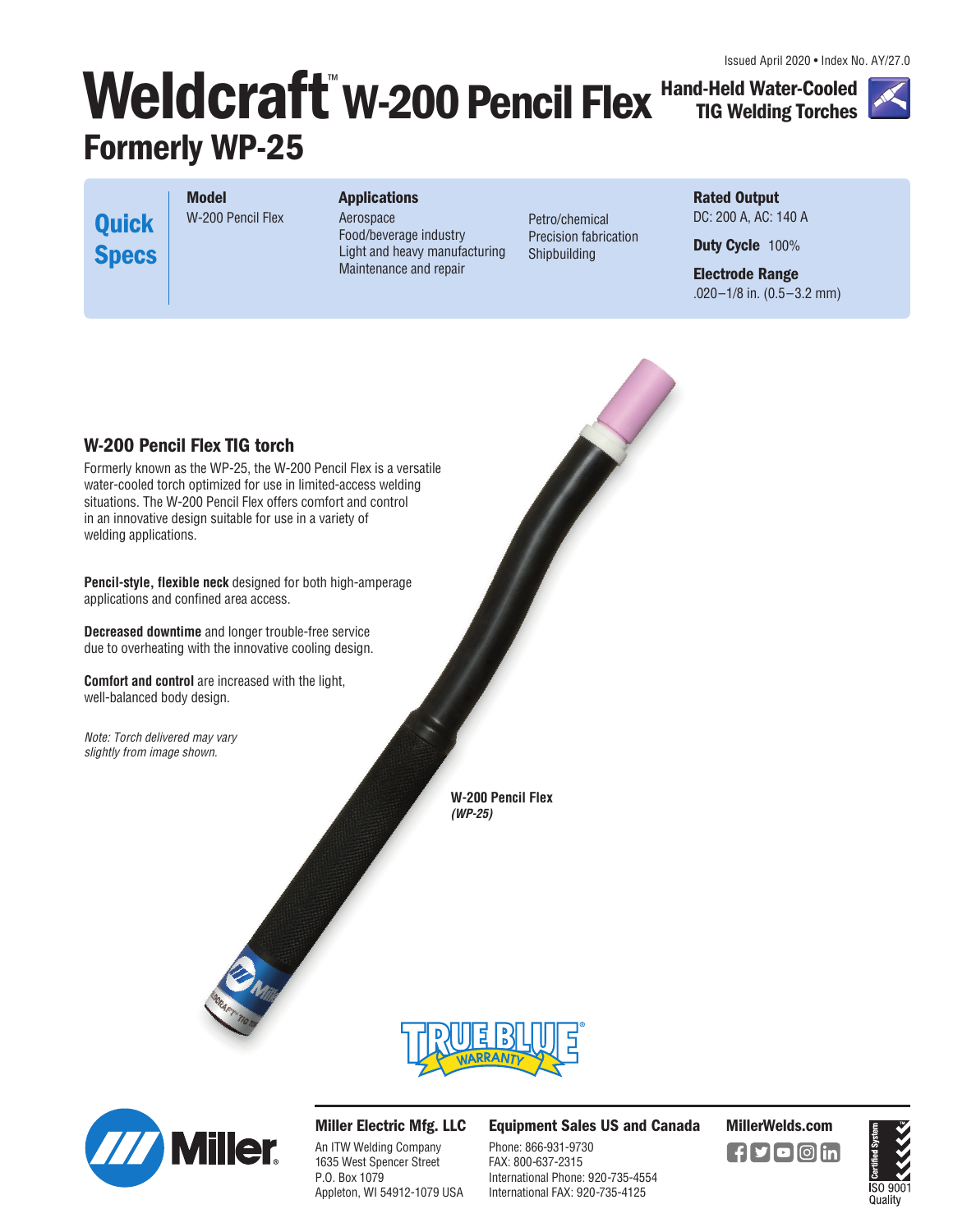Issued April 2020 • Index No. AY/27.0

# Weldcraft™ W-200 Pencil Flex

## Formerly WP-25

**Hand-Held Water-Cooled TIG Welding Torches**

**Quick Specs**

| Model | Applications | | Rated Output |
|---|---|---|---|
| W-200 Pencil Flex | Aerospace<br>Food/beverage industry<br>Light and heavy manufacturing<br>Maintenance and repair | Petro/chemical<br>Precision fabrication<br>Shipbuilding | DC: 200 A, AC: 140 A<br>**Duty Cycle** 100%<br>**Electrode Range**<br>.020–1/8 in. (0.5–3.2 mm) |

### W-200 Pencil Flex TIG torch

Formerly known as the WP-25, the W-200 Pencil Flex is a versatile water-cooled torch optimized for use in limited-access welding situations. The W-200 Pencil Flex offers comfort and control in an innovative design suitable for use in a variety of welding applications.

**Pencil-style, flexible neck** designed for both high-amperage applications and confined area access.

**Decreased downtime** and longer trouble-free service due to overheating with the innovative cooling design.

**Comfort and control** are increased with the light, well-balanced body design.

*Note: Torch delivered may vary slightly from image shown.*

**W-200 Pencil Flex**
***(WP-25)***

TRUE BLUE® WARRANTY

**Miller Electric Mfg. LLC**
An ITW Welding Company
1635 West Spencer Street
P.O. Box 1079
Appleton, WI 54912-1079 USA

**Equipment Sales US and Canada**
Phone: 866-931-9730
FAX: 800-637-2315
International Phone: 920-735-4554
International FAX: 920-735-4125

**MillerWelds.com**

Certified System ISO 9001 Quality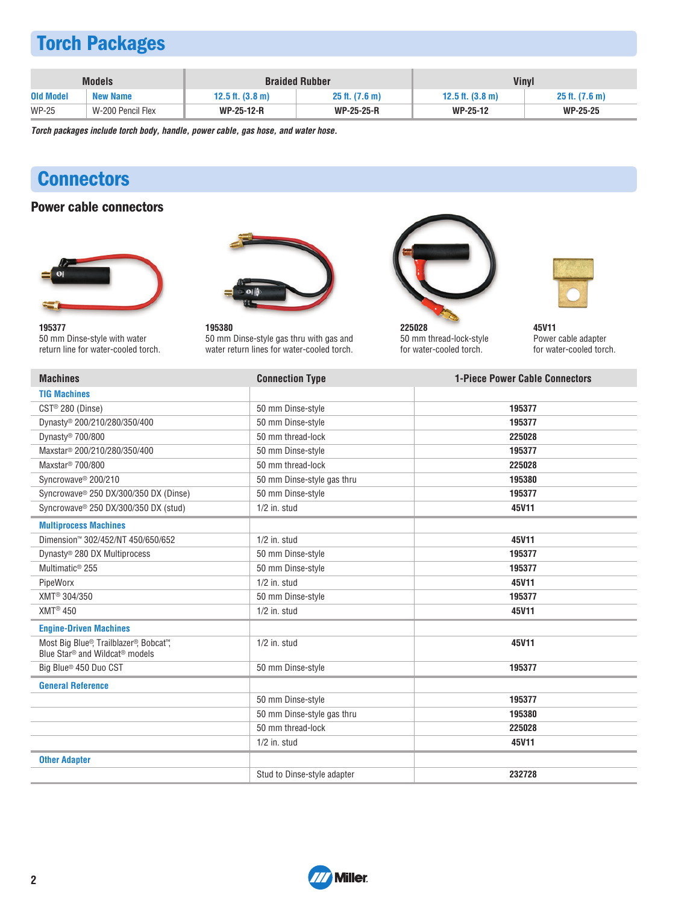## Torch Packages

| Models | | Braided Rubber | | Vinyl | |
|---|---|---|---|---|---|
| Old Model | New Name | 12.5 ft. (3.8 m) | 25 ft. (7.6 m) | 12.5 ft. (3.8 m) | 25 ft. (7.6 m) |
| WP-25 | W-200 Pencil Flex | **WP-25-12-R** | **WP-25-25-R** | **WP-25-12** | **WP-25-25** |

***Torch packages include torch body, handle, power cable, gas hose, and water hose.***

## Connectors

### Power cable connectors

**195377**
50 mm Dinse-style with water return line for water-cooled torch.

**195380**
50 mm Dinse-style gas thru with gas and water return lines for water-cooled torch.

**225028**
50 mm thread-lock-style for water-cooled torch.

**45V11**
Power cable adapter for water-cooled torch.

| Machines | Connection Type | 1-Piece Power Cable Connectors |
|---|---|---|
| **TIG Machines** | | |
| CST® 280 (Dinse) | 50 mm Dinse-style | **195377** |
| Dynasty® 200/210/280/350/400 | 50 mm Dinse-style | **195377** |
| Dynasty® 700/800 | 50 mm thread-lock | **225028** |
| Maxstar® 200/210/280/350/400 | 50 mm Dinse-style | **195377** |
| Maxstar® 700/800 | 50 mm thread-lock | **225028** |
| Syncrowave® 200/210 | 50 mm Dinse-style gas thru | **195380** |
| Syncrowave® 250 DX/300/350 DX (Dinse) | 50 mm Dinse-style | **195377** |
| Syncrowave® 250 DX/300/350 DX (stud) | 1/2 in. stud | **45V11** |
| **Multiprocess Machines** | | |
| Dimension™ 302/452/NT 450/650/652 | 1/2 in. stud | **45V11** |
| Dynasty® 280 DX Multiprocess | 50 mm Dinse-style | **195377** |
| Multimatic® 255 | 50 mm Dinse-style | **195377** |
| PipeWorx | 1/2 in. stud | **45V11** |
| XMT® 304/350 | 50 mm Dinse-style | **195377** |
| XMT® 450 | 1/2 in. stud | **45V11** |
| **Engine-Driven Machines** | | |
| Most Big Blue®, Trailblazer®, Bobcat™, Blue Star® and Wildcat® models | 1/2 in. stud | **45V11** |
| Big Blue® 450 Duo CST | 50 mm Dinse-style | **195377** |
| **General Reference** | | |
| | 50 mm Dinse-style | **195377** |
| | 50 mm Dinse-style gas thru | **195380** |
| | 50 mm thread-lock | **225028** |
| | 1/2 in. stud | **45V11** |
| **Other Adapter** | | |
| | Stud to Dinse-style adapter | **232728** |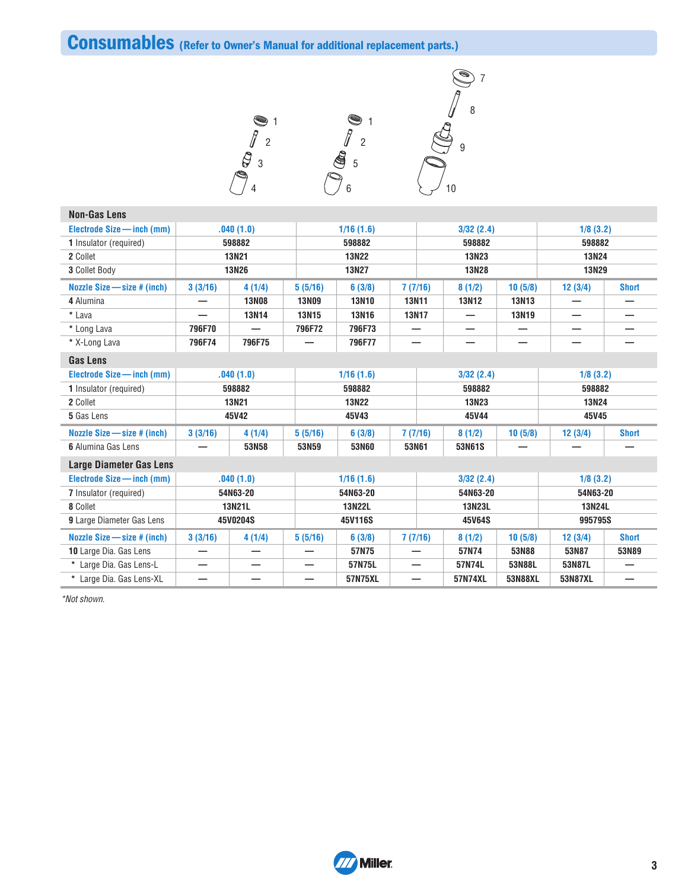# Consumables (Refer to Owner's Manual for additional replacement parts.)

### Non-Gas Lens

| Electrode Size — inch (mm) | .040 (1.0) | 1/16 (1.6) | 3/32 (2.4) | 1/8 (3.2) |
|---|---|---|---|---|
| **1** Insulator (required) | 598882 | 598882 | 598882 | 598882 |
| **2** Collet | 13N21 | 13N22 | 13N23 | 13N24 |
| **3** Collet Body | 13N26 | 13N27 | 13N28 | 13N29 |

| Nozzle Size — size # (inch) | 3 (3/16) | 4 (1/4) | 5 (5/16) | 6 (3/8) | 7 (7/16) | 8 (1/2) | 10 (5/8) | 12 (3/4) | Short |
|---|---|---|---|---|---|---|---|---|---|
| **4** Alumina | — | 13N08 | 13N09 | 13N10 | 13N11 | 13N12 | 13N13 | — | — |
| * Lava | — | 13N14 | 13N15 | 13N16 | 13N17 | — | 13N19 | — | — |
| * Long Lava | 796F70 | — | 796F72 | 796F73 | — | — | — | — | — |
| * X-Long Lava | 796F74 | 796F75 | — | 796F77 | — | — | — | — | — |

### Gas Lens

| Electrode Size — inch (mm) | .040 (1.0) | 1/16 (1.6) | 3/32 (2.4) | 1/8 (3.2) |
|---|---|---|---|---|
| **1** Insulator (required) | 598882 | 598882 | 598882 | 598882 |
| **2** Collet | 13N21 | 13N22 | 13N23 | 13N24 |
| **5** Gas Lens | 45V42 | 45V43 | 45V44 | 45V45 |

| Nozzle Size — size # (inch) | 3 (3/16) | 4 (1/4) | 5 (5/16) | 6 (3/8) | 7 (7/16) | 8 (1/2) | 10 (5/8) | 12 (3/4) | Short |
|---|---|---|---|---|---|---|---|---|---|
| **6** Alumina Gas Lens | — | 53N58 | 53N59 | 53N60 | 53N61 | 53N61S | — | — | — |

### Large Diameter Gas Lens

| Electrode Size — inch (mm) | .040 (1.0) | 1/16 (1.6) | 3/32 (2.4) | 1/8 (3.2) |
|---|---|---|---|---|
| **7** Insulator (required) | 54N63-20 | 54N63-20 | 54N63-20 | 54N63-20 |
| **8** Collet | 13N21L | 13N22L | 13N23L | 13N24L |
| **9** Large Diameter Gas Lens | 45V0204S | 45V116S | 45V64S | 995795S |

| Nozzle Size — size # (inch) | 3 (3/16) | 4 (1/4) | 5 (5/16) | 6 (3/8) | 7 (7/16) | 8 (1/2) | 10 (5/8) | 12 (3/4) | Short |
|---|---|---|---|---|---|---|---|---|---|
| **10** Large Dia. Gas Lens | — | — | — | 57N75 | — | 57N74 | 53N88 | 53N87 | 53N89 |
| * Large Dia. Gas Lens-L | — | — | — | 57N75L | — | 57N74L | 53N88L | 53N87L | — |
| * Large Dia. Gas Lens-XL | — | — | — | 57N75XL | — | 57N74XL | 53N88XL | 53N87XL | — |

*Not shown.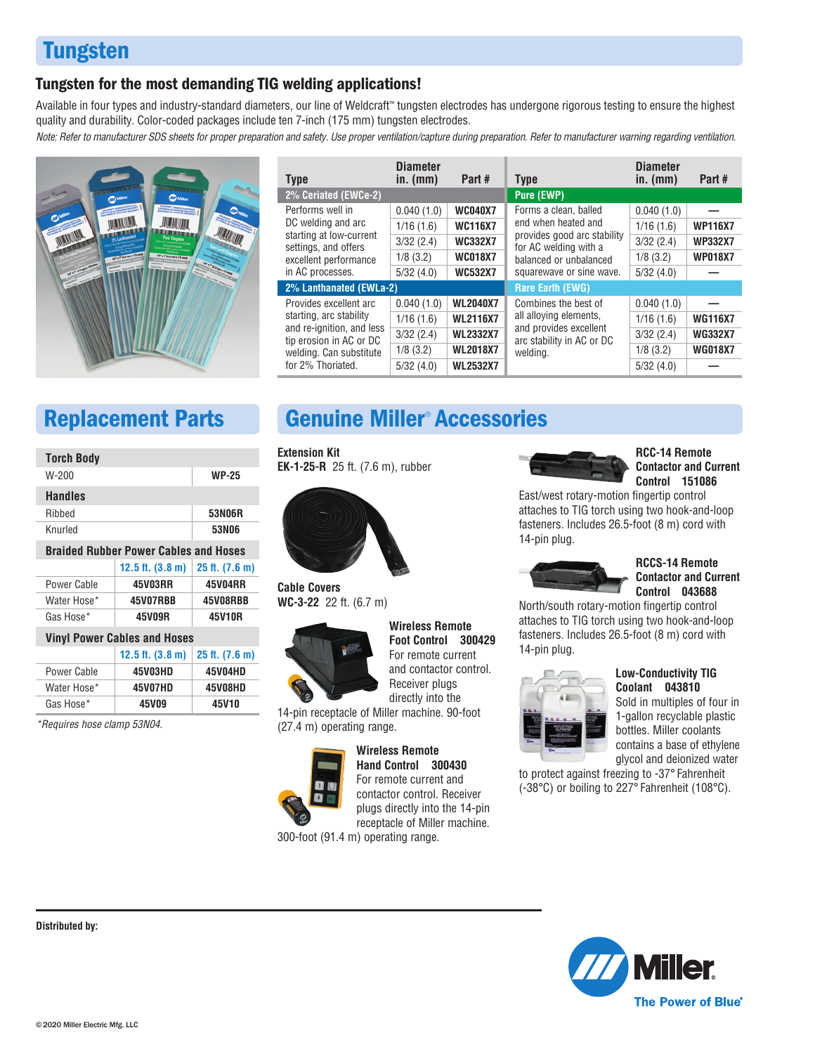# Tungsten

## Tungsten for the most demanding TIG welding applications!

Available in four types and industry-standard diameters, our line of Weldcraft™ tungsten electrodes has undergone rigorous testing to ensure the highest quality and durability. Color-coded packages include ten 7-inch (175 mm) tungsten electrodes.

*Note: Refer to manufacturer SDS sheets for proper preparation and safety. Use proper ventilation/capture during preparation. Refer to manufacturer warning regarding ventilation.*

| Type | Diameter in. (mm) | Part # | Type | Diameter in. (mm) | Part # |
|---|---|---|---|---|---|
| **2% Ceriated (EWCe-2)** | | | **Pure (EWP)** | | |
| Performs well in DC welding and arc starting at low-current settings, and offers excellent performance in AC processes. | 0.040 (1.0) | **WC040X7** | Forms a clean, balled end when heated and provides good arc stability for AC welding with a balanced or unbalanced squarewave or sine wave. | 0.040 (1.0) | — |
| | 1/16 (1.6) | **WC116X7** | | 1/16 (1.6) | **WP116X7** |
| | 3/32 (2.4) | **WC332X7** | | 3/32 (2.4) | **WP332X7** |
| | 1/8 (3.2) | **WC018X7** | | 1/8 (3.2) | **WP018X7** |
| | 5/32 (4.0) | **WC532X7** | | 5/32 (4.0) | — |
| **2% Lanthanated (EWLa-2)** | | | **Rare Earth (EWG)** | | |
| Provides excellent arc starting, arc stability and re-ignition, and less tip erosion in AC or DC welding. Can substitute for 2% Thoriated. | 0.040 (1.0) | **WL2040X7** | Combines the best of all alloying elements, and provides excellent arc stability in AC or DC welding. | 0.040 (1.0) | — |
| | 1/16 (1.6) | **WL2116X7** | | 1/16 (1.6) | **WG116X7** |
| | 3/32 (2.4) | **WL2332X7** | | 3/32 (2.4) | **WG332X7** |
| | 1/8 (3.2) | **WL2018X7** | | 1/8 (3.2) | **WG018X7** |
| | 5/32 (4.0) | **WL2532X7** | | 5/32 (4.0) | — |

# Replacement Parts

| | | |
|---|---|---|
| **Torch Body** | | |
| W-200 | **WP-25** | |
| **Handles** | | |
| Ribbed | **53N06R** | |
| Knurled | **53N06** | |
| **Braided Rubber Power Cables and Hoses** | | |
| | **12.5 ft. (3.8 m)** | **25 ft. (7.6 m)** |
| Power Cable | **45V03RR** | **45V04RR** |
| Water Hose* | **45V07RBB** | **45V08RBB** |
| Gas Hose* | **45V09R** | **45V10R** |
| **Vinyl Power Cables and Hoses** | | |
| | **12.5 ft. (3.8 m)** | **25 ft. (7.6 m)** |
| Power Cable | **45V03HD** | **45V04HD** |
| Water Hose* | **45V07HD** | **45V08HD** |
| Gas Hose* | **45V09** | **45V10** |

*\*Requires hose clamp 53N04.*

# Genuine Miller® Accessories

**Extension Kit**
**EK-1-25-R** 25 ft. (7.6 m), rubber

**Cable Covers**
**WC-3-22** 22 ft. (6.7 m)

**Wireless Remote Foot Control 300429**
For remote current and contactor control. Receiver plugs directly into the 14-pin receptacle of Miller machine. 90-foot (27.4 m) operating range.

**Wireless Remote Hand Control 300430**
For remote current and contactor control. Receiver plugs directly into the 14-pin receptacle of Miller machine. 300-foot (91.4 m) operating range.

**RCC-14 Remote Contactor and Current Control 151086**
East/west rotary-motion fingertip control attaches to TIG torch using two hook-and-loop fasteners. Includes 26.5-foot (8 m) cord with 14-pin plug.

**RCCS-14 Remote Contactor and Current Control 043688**
North/south rotary-motion fingertip control attaches to TIG torch using two hook-and-loop fasteners. Includes 26.5-foot (8 m) cord with 14-pin plug.

**Low-Conductivity TIG Coolant 043810**
Sold in multiples of four in 1-gallon recyclable plastic bottles. Miller coolants contains a base of ethylene glycol and deionized water to protect against freezing to -37° Fahrenheit (-38°C) or boiling to 227° Fahrenheit (108°C).

**Distributed by:**

Miller
The Power of Blue®

© 2020 Miller Electric Mfg. LLC